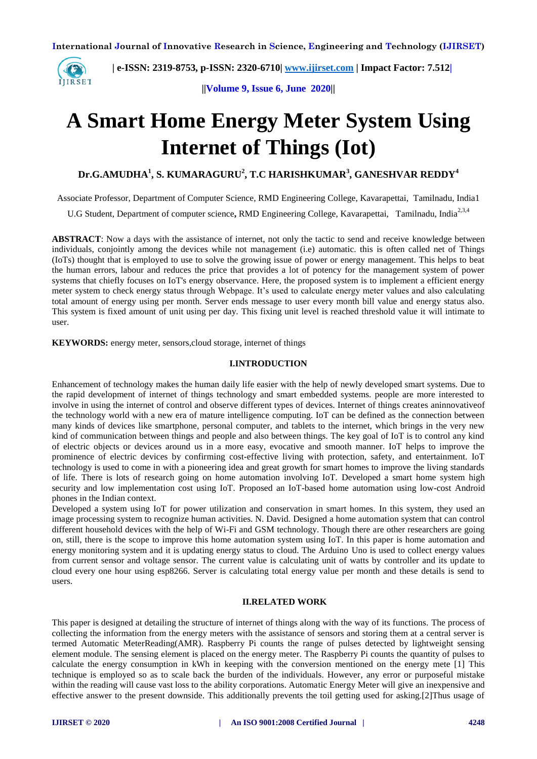# A Smart Home Energy Meter System Using Internet of Things (Iot)

**Dr.G.AMUDHA[1], S. KUMARAGURU[2], T.C HARISHKUMAR[3], GANESHVAR REDDY[4]**

Associate Professor, Department of Computer Science, RMD Engineering College, Kavarapettai, Tamilnadu, India1

U.G Student, Department of computer science, RMD Engineering College, Kavarapettai, Tamilnadu, India[2,3,4]

**ABSTRACT**: Now a days with the assistance of internet, not only the tactic to send and receive knowledge between individuals, conjointly among the devices while not management (i.e) automatic. this is often called net of Things (IoTs) thought that is employed to use to solve the growing issue of power or energy management. This helps to beat the human errors, labour and reduces the price that provides a lot of potency for the management system of power systems that chiefly focuses on IoT's energy observance. Here, the proposed system is to implement a efficient energy meter system to check energy status through Webpage. It's used to calculate energy meter values and also calculating total amount of energy using per month. Server ends message to user every month bill value and energy status also. This system is fixed amount of unit using per day. This fixing unit level is reached threshold value it will intimate to user.

**KEYWORDS:** energy meter, sensors,cloud storage, internet of things

## I.INTRODUCTION

Enhancement of technology makes the human daily life easier with the help of newly developed smart systems. Due to the rapid development of internet of things technology and smart embedded systems. people are more interested to involve in using the internet of control and observe different types of devices. Internet of things creates aninnovativeof the technology world with a new era of mature intelligence computing. IoT can be defined as the connection between many kinds of devices like smartphone, personal computer, and tablets to the internet, which brings in the very new kind of communication between things and people and also between things. The key goal of IoT is to control any kind of electric objects or devices around us in a more easy, evocative and smooth manner. IoT helps to improve the prominence of electric devices by confirming cost-effective living with protection, safety, and entertainment. IoT technology is used to come in with a pioneering idea and great growth for smart homes to improve the living standards of life. There is lots of research going on home automation involving IoT. Developed a smart home system high security and low implementation cost using IoT. Proposed an IoT-based home automation using low-cost Android phones in the Indian context.

Developed a system using IoT for power utilization and conservation in smart homes. In this system, they used an image processing system to recognize human activities. N. David. Designed a home automation system that can control different household devices with the help of Wi-Fi and GSM technology. Though there are other researchers are going on, still, there is the scope to improve this home automation system using IoT. In this paper is home automation and energy monitoring system and it is updating energy status to cloud. The Arduino Uno is used to collect energy values from current sensor and voltage sensor. The current value is calculating unit of watts by controller and its update to cloud every one hour using esp8266. Server is calculating total energy value per month and these details is send to users.

## II.RELATED WORK

This paper is designed at detailing the structure of internet of things along with the way of its functions. The process of collecting the information from the energy meters with the assistance of sensors and storing them at a central server is termed Automatic MeterReading(AMR). Raspberry Pi counts the range of pulses detected by lightweight sensing element module. The sensing element is placed on the energy meter. The Raspberry Pi counts the quantity of pulses to calculate the energy consumption in kWh in keeping with the conversion mentioned on the energy mete [1] This technique is employed so as to scale back the burden of the individuals. However, any error or purposeful mistake within the reading will cause vast loss to the ability corporations. Automatic Energy Meter will give an inexpensive and effective answer to the present downside. This additionally prevents the toil getting used for asking.[2]Thus usage of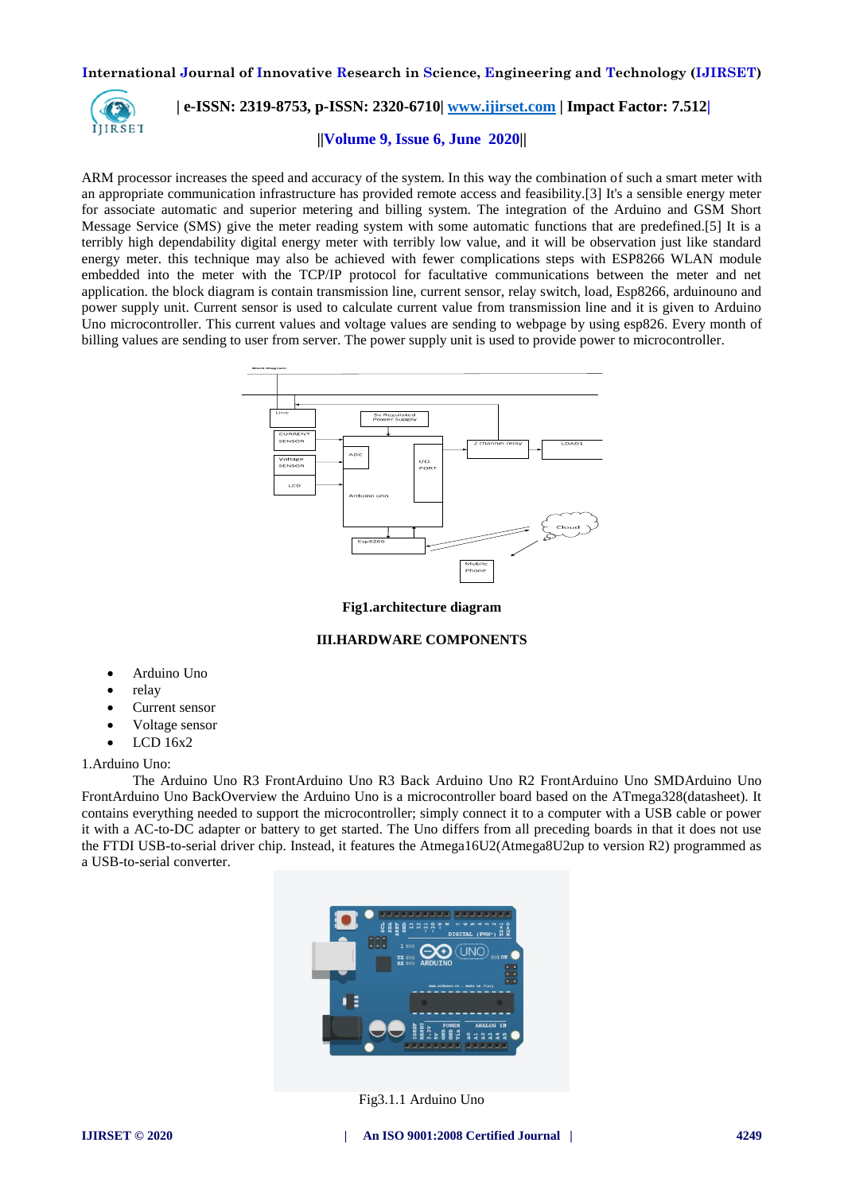ARM processor increases the speed and accuracy of the system. In this way the combination of such a smart meter with an appropriate communication infrastructure has provided remote access and feasibility.[3] It's a sensible energy meter for associate automatic and superior metering and billing system. The integration of the Arduino and GSM Short Message Service (SMS) give the meter reading system with some automatic functions that are predefined.[5] It is a terribly high dependability digital energy meter with terribly low value, and it will be observation just like standard energy meter. this technique may also be achieved with fewer complications steps with ESP8266 WLAN module embedded into the meter with the TCP/IP protocol for facultative communications between the meter and net application. the block diagram is contain transmission line, current sensor, relay switch, load, Esp8266, arduinouno and power supply unit. Current sensor is used to calculate current value from transmission line and it is given to Arduino Uno microcontroller. This current values and voltage values are sending to webpage by using esp826. Every month of billing values are sending to user from server. The power supply unit is used to provide power to microcontroller.

**Fig1.architecture diagram**

## III.HARDWARE COMPONENTS

- Arduino Uno
- relay
- Current sensor
- Voltage sensor
- LCD 16x2

1.Arduino Uno:

The Arduino Uno R3 FrontArduino Uno R3 Back Arduino Uno R2 FrontArduino Uno SMDArduino Uno FrontArduino Uno BackOverview the Arduino Uno is a microcontroller board based on the ATmega328(datasheet). It contains everything needed to support the microcontroller; simply connect it to a computer with a USB cable or power it with a AC-to-DC adapter or battery to get started. The Uno differs from all preceding boards in that it does not use the FTDI USB-to-serial driver chip. Instead, it features the Atmega16U2(Atmega8U2up to version R2) programmed as a USB-to-serial converter.

Fig3.1.1 Arduino Uno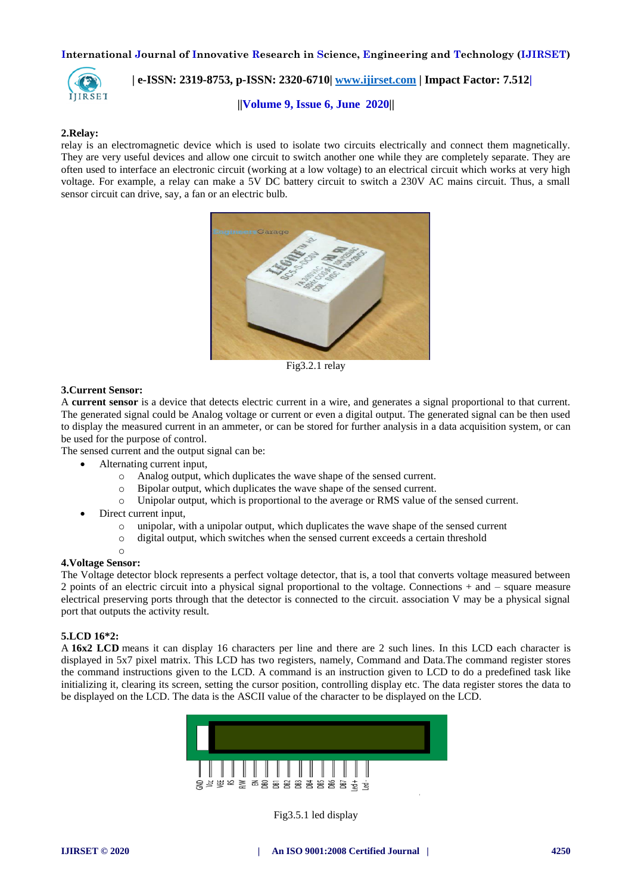**2.Relay:**

relay is an electromagnetic device which is used to isolate two circuits electrically and connect them magnetically. They are very useful devices and allow one circuit to switch another one while they are completely separate. They are often used to interface an electronic circuit (working at a low voltage) to an electrical circuit which works at very high voltage. For example, a relay can make a 5V DC battery circuit to switch a 230V AC mains circuit. Thus, a small sensor circuit can drive, say, a fan or an electric bulb.

Fig3.2.1 relay

**3.Current Sensor:**

A **current sensor** is a device that detects electric current in a wire, and generates a signal proportional to that current. The generated signal could be Analog voltage or current or even a digital output. The generated signal can be then used to display the measured current in an ammeter, or can be stored for further analysis in a data acquisition system, or can be used for the purpose of control.

The sensed current and the output signal can be:

- Alternating current input,
  - Analog output, which duplicates the wave shape of the sensed current.
  - Bipolar output, which duplicates the wave shape of the sensed current.
  - Unipolar output, which is proportional to the average or RMS value of the sensed current.
- Direct current input,
  - unipolar, with a unipolar output, which duplicates the wave shape of the sensed current
  - digital output, which switches when the sensed current exceeds a certain threshold
  -

**4.Voltage Sensor:**

The Voltage detector block represents a perfect voltage detector, that is, a tool that converts voltage measured between 2 points of an electric circuit into a physical signal proportional to the voltage. Connections + and – square measure electrical preserving ports through that the detector is connected to the circuit. association V may be a physical signal port that outputs the activity result.

**5.LCD 16*2:**

A **16x2 LCD** means it can display 16 characters per line and there are 2 such lines. In this LCD each character is displayed in 5x7 pixel matrix. This LCD has two registers, namely, Command and Data.The command register stores the command instructions given to the LCD. A command is an instruction given to LCD to do a predefined task like initializing it, clearing its screen, setting the cursor position, controlling display etc. The data register stores the data to be displayed on the LCD. The data is the ASCII value of the character to be displayed on the LCD.

Fig3.5.1 led display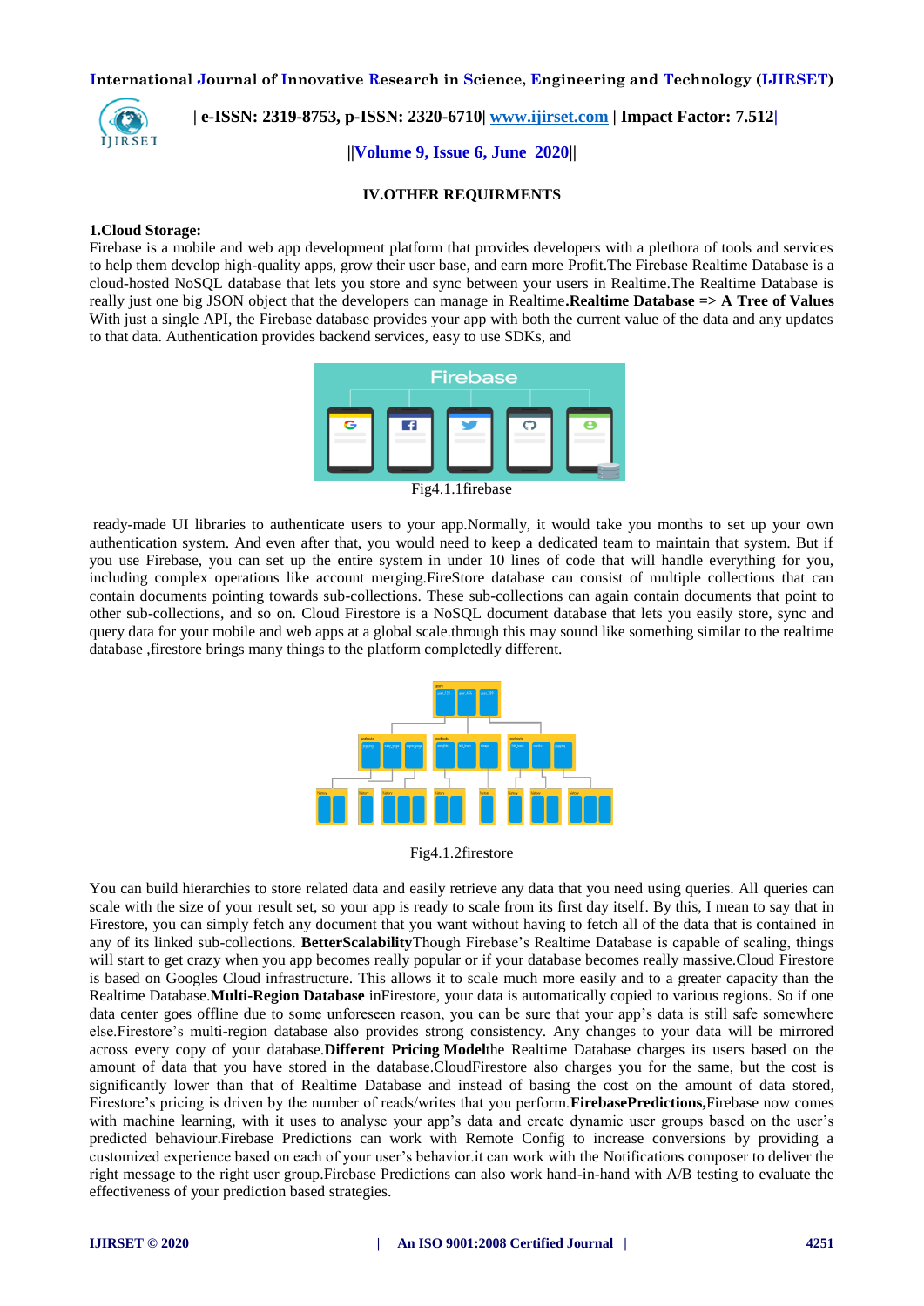## IV.OTHER REQUIRMENTS

**1.Cloud Storage:**

Firebase is a mobile and web app development platform that provides developers with a plethora of tools and services to help them develop high-quality apps, grow their user base, and earn more Profit.The Firebase Realtime Database is a cloud-hosted NoSQL database that lets you store and sync between your users in Realtime.The Realtime Database is really just one big JSON object that the developers can manage in Realtime.**Realtime Database => A Tree of Values** With just a single API, the Firebase database provides your app with both the current value of the data and any updates to that data. Authentication provides backend services, easy to use SDKs, and

Fig4.1.1firebase

ready-made UI libraries to authenticate users to your app.Normally, it would take you months to set up your own authentication system. And even after that, you would need to keep a dedicated team to maintain that system. But if you use Firebase, you can set up the entire system in under 10 lines of code that will handle everything for you, including complex operations like account merging.FireStore database can consist of multiple collections that can contain documents pointing towards sub-collections. These sub-collections can again contain documents that point to other sub-collections, and so on. Cloud Firestore is a NoSQL document database that lets you easily store, sync and query data for your mobile and web apps at a global scale.through this may sound like something similar to the realtime database ,firestore brings many things to the platform completedly different.

Fig4.1.2firestore

You can build hierarchies to store related data and easily retrieve any data that you need using queries. All queries can scale with the size of your result set, so your app is ready to scale from its first day itself. By this, I mean to say that in Firestore, you can simply fetch any document that you want without having to fetch all of the data that is contained in any of its linked sub-collections. **BetterScalability**Though Firebase's Realtime Database is capable of scaling, things will start to get crazy when you app becomes really popular or if your database becomes really massive.Cloud Firestore is based on Googles Cloud infrastructure. This allows it to scale much more easily and to a greater capacity than the Realtime Database.**Multi-Region Database** inFirestore, your data is automatically copied to various regions. So if one data center goes offline due to some unforeseen reason, you can be sure that your app's data is still safe somewhere else.Firestore's multi-region database also provides strong consistency. Any changes to your data will be mirrored across every copy of your database.**Different Pricing Model**the Realtime Database charges its users based on the amount of data that you have stored in the database.CloudFirestore also charges you for the same, but the cost is significantly lower than that of Realtime Database and instead of basing the cost on the amount of data stored, Firestore's pricing is driven by the number of reads/writes that you perform.**FirebasePredictions,**Firebase now comes with machine learning, with it uses to analyse your app's data and create dynamic user groups based on the user's predicted behaviour.Firebase Predictions can work with Remote Config to increase conversions by providing a customized experience based on each of your user's behavior.it can work with the Notifications composer to deliver the right message to the right user group.Firebase Predictions can also work hand-in-hand with A/B testing to evaluate the effectiveness of your prediction based strategies.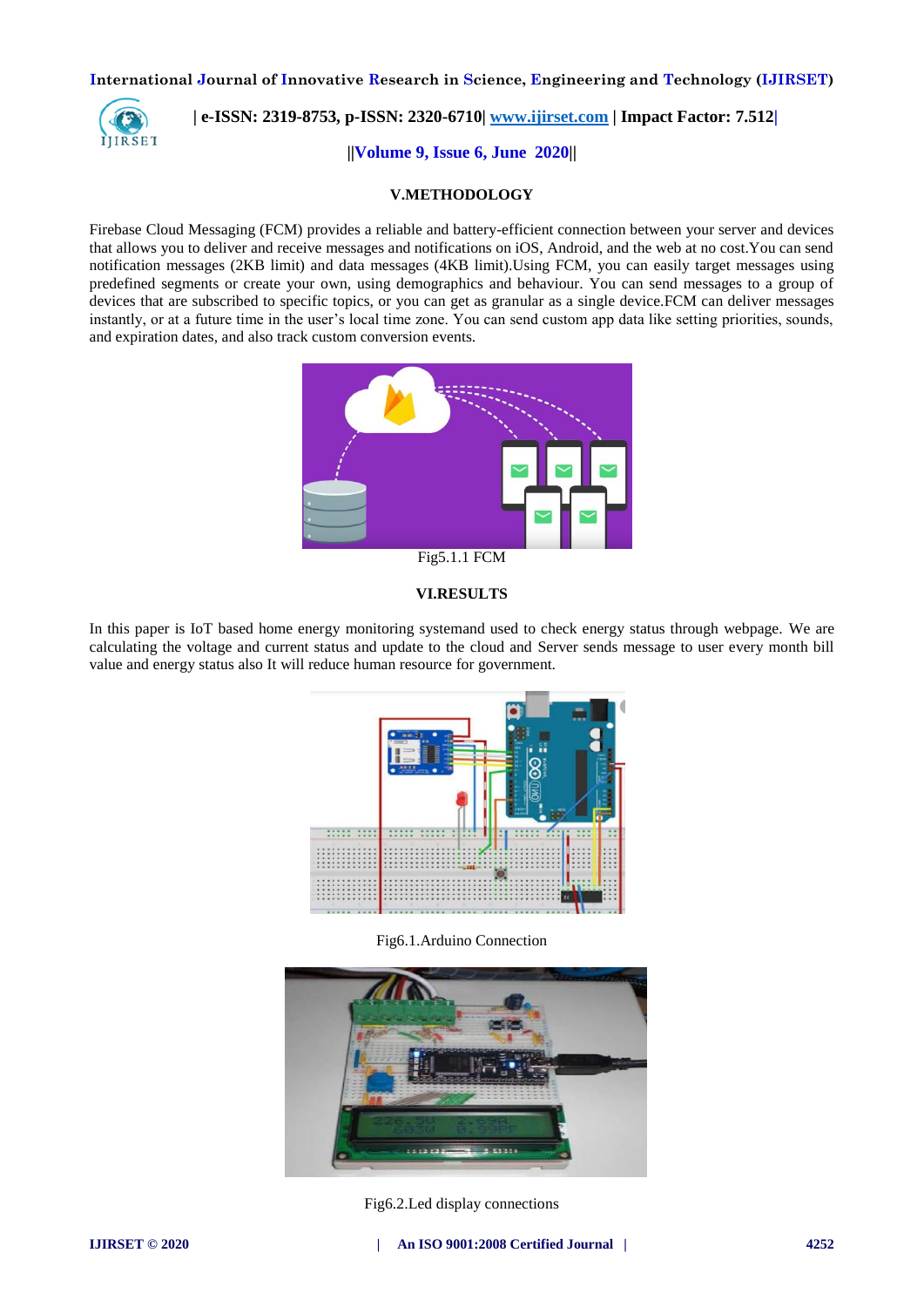## V.METHODOLOGY

Firebase Cloud Messaging (FCM) provides a reliable and battery-efficient connection between your server and devices that allows you to deliver and receive messages and notifications on iOS, Android, and the web at no cost.You can send notification messages (2KB limit) and data messages (4KB limit).Using FCM, you can easily target messages using predefined segments or create your own, using demographics and behaviour. You can send messages to a group of devices that are subscribed to specific topics, or you can get as granular as a single device.FCM can deliver messages instantly, or at a future time in the user's local time zone. You can send custom app data like setting priorities, sounds, and expiration dates, and also track custom conversion events.

Fig5.1.1 FCM

## VI.RESULTS

In this paper is IoT based home energy monitoring systemand used to check energy status through webpage. We are calculating the voltage and current status and update to the cloud and Server sends message to user every month bill value and energy status also It will reduce human resource for government.

Fig6.1.Arduino Connection

Fig6.2.Led display connections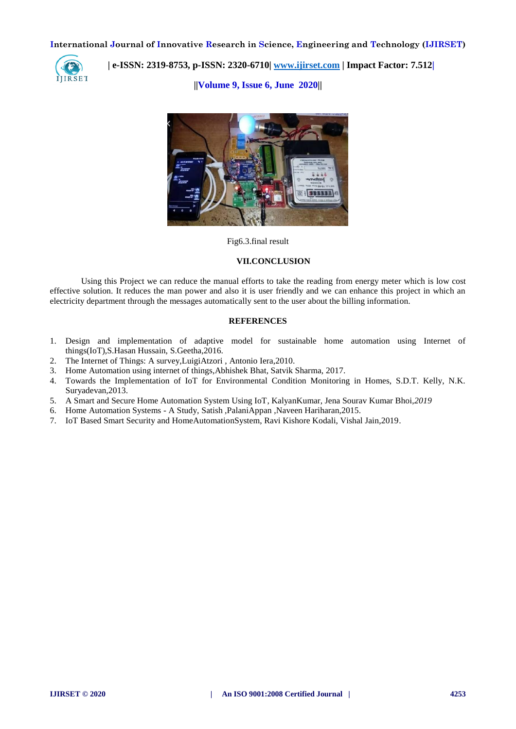Fig6.3.final result

## VII.CONCLUSION

Using this Project we can reduce the manual efforts to take the reading from energy meter which is low cost effective solution. It reduces the man power and also it is user friendly and we can enhance this project in which an electricity department through the messages automatically sent to the user about the billing information.

## REFERENCES

1. Design and implementation of adaptive model for sustainable home automation using Internet of things(IoT),S.Hasan Hussain, S.Geetha,2016.
2. The Internet of Things: A survey,LuigiAtzori , Antonio Iera,2010.
3. Home Automation using internet of things,Abhishek Bhat, Satvik Sharma, 2017.
4. Towards the Implementation of IoT for Environmental Condition Monitoring in Homes, S.D.T. Kelly, N.K. Suryadevan,2013.
5. A Smart and Secure Home Automation System Using IoT, KalyanKumar, Jena Sourav Kumar Bhoi,*2019*
6. Home Automation Systems - A Study, Satish ,PalaniAppan ,Naveen Hariharan,2015.
7. IoT Based Smart Security and HomeAutomationSystem, Ravi Kishore Kodali, Vishal Jain,2019.